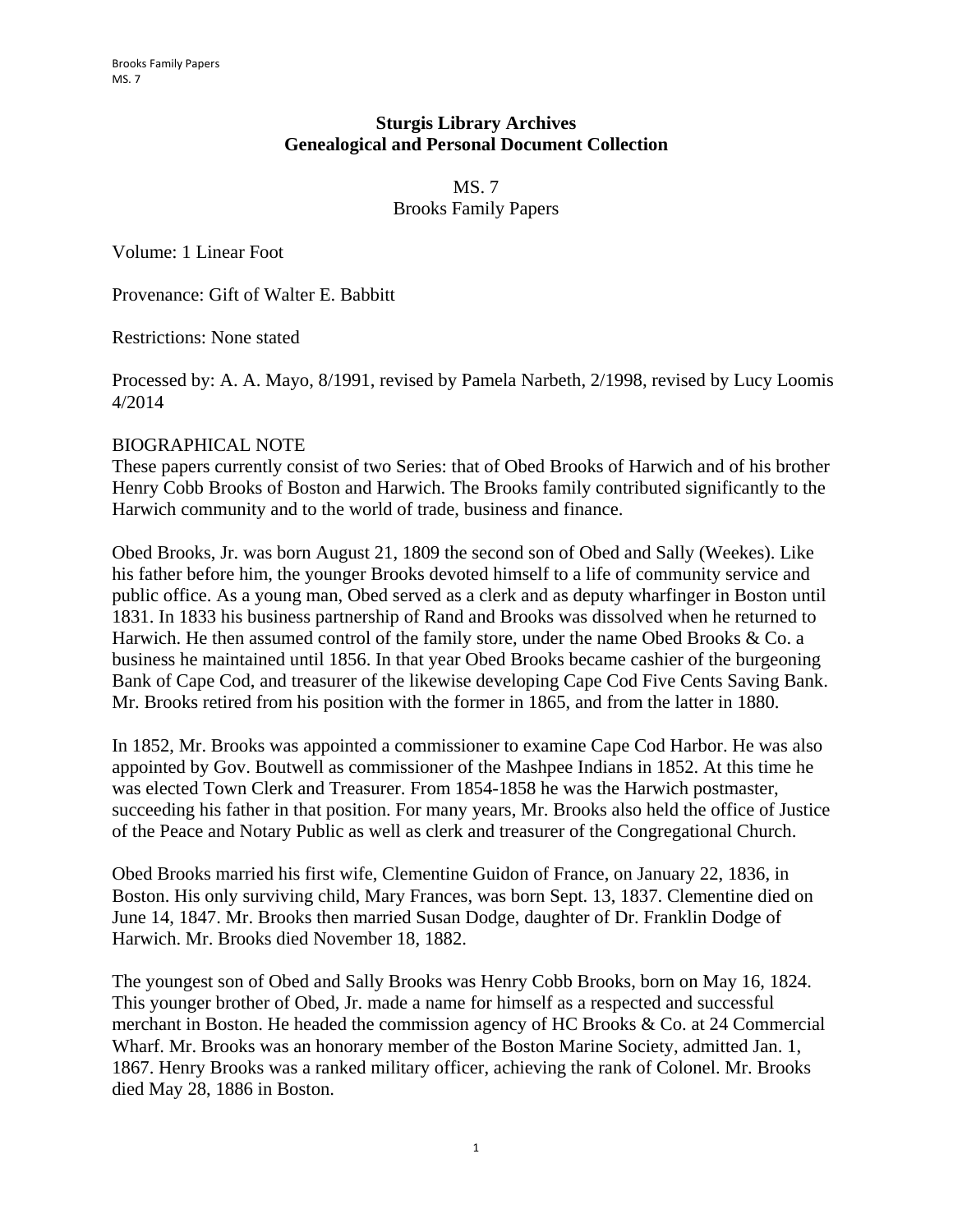**Sturgis Library Archives**
**Genealogical and Personal Document Collection**

MS. 7
Brooks Family Papers

Volume: 1 Linear Foot

Provenance: Gift of Walter E. Babbitt

Restrictions: None stated

Processed by: A. A. Mayo, 8/1991, revised by Pamela Narbeth, 2/1998, revised by Lucy Loomis 4/2014

BIOGRAPHICAL NOTE

These papers currently consist of two Series: that of Obed Brooks of Harwich and of his brother Henry Cobb Brooks of Boston and Harwich. The Brooks family contributed significantly to the Harwich community and to the world of trade, business and finance.

Obed Brooks, Jr. was born August 21, 1809 the second son of Obed and Sally (Weekes). Like his father before him, the younger Brooks devoted himself to a life of community service and public office. As a young man, Obed served as a clerk and as deputy wharfinger in Boston until 1831. In 1833 his business partnership of Rand and Brooks was dissolved when he returned to Harwich. He then assumed control of the family store, under the name Obed Brooks & Co. a business he maintained until 1856. In that year Obed Brooks became cashier of the burgeoning Bank of Cape Cod, and treasurer of the likewise developing Cape Cod Five Cents Saving Bank. Mr. Brooks retired from his position with the former in 1865, and from the latter in 1880.

In 1852, Mr. Brooks was appointed a commissioner to examine Cape Cod Harbor. He was also appointed by Gov. Boutwell as commissioner of the Mashpee Indians in 1852. At this time he was elected Town Clerk and Treasurer. From 1854-1858 he was the Harwich postmaster, succeeding his father in that position. For many years, Mr. Brooks also held the office of Justice of the Peace and Notary Public as well as clerk and treasurer of the Congregational Church.

Obed Brooks married his first wife, Clementine Guidon of France, on January 22, 1836, in Boston. His only surviving child, Mary Frances, was born Sept. 13, 1837. Clementine died on June 14, 1847. Mr. Brooks then married Susan Dodge, daughter of Dr. Franklin Dodge of Harwich. Mr. Brooks died November 18, 1882.

The youngest son of Obed and Sally Brooks was Henry Cobb Brooks, born on May 16, 1824. This younger brother of Obed, Jr. made a name for himself as a respected and successful merchant in Boston. He headed the commission agency of HC Brooks & Co. at 24 Commercial Wharf. Mr. Brooks was an honorary member of the Boston Marine Society, admitted Jan. 1, 1867. Henry Brooks was a ranked military officer, achieving the rank of Colonel. Mr. Brooks died May 28, 1886 in Boston.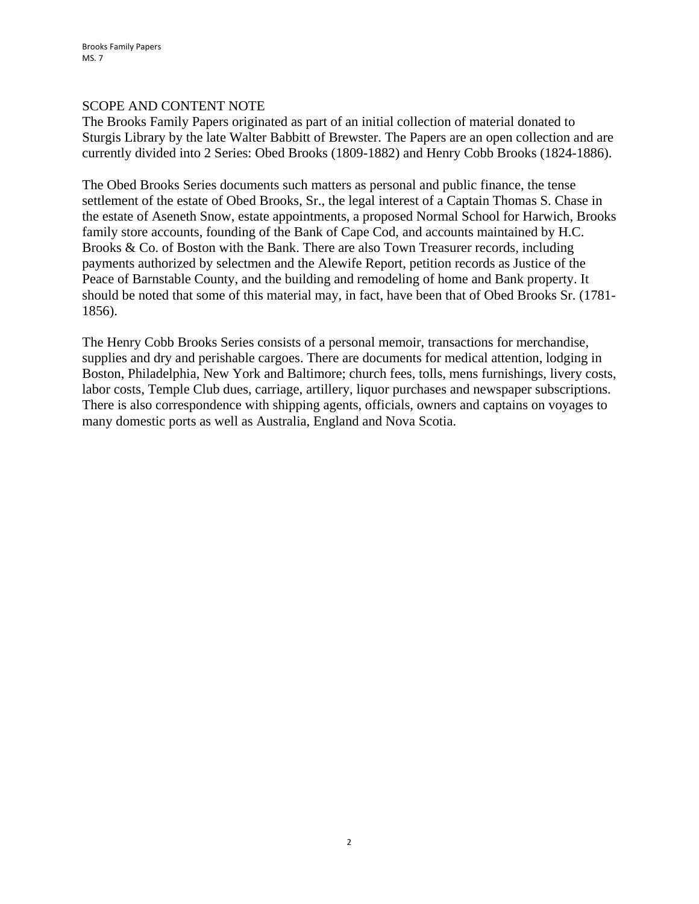## SCOPE AND CONTENT NOTE

The Brooks Family Papers originated as part of an initial collection of material donated to Sturgis Library by the late Walter Babbitt of Brewster. The Papers are an open collection and are currently divided into 2 Series: Obed Brooks (1809-1882) and Henry Cobb Brooks (1824-1886).

The Obed Brooks Series documents such matters as personal and public finance, the tense settlement of the estate of Obed Brooks, Sr., the legal interest of a Captain Thomas S. Chase in the estate of Aseneth Snow, estate appointments, a proposed Normal School for Harwich, Brooks family store accounts, founding of the Bank of Cape Cod, and accounts maintained by H.C. Brooks & Co. of Boston with the Bank. There are also Town Treasurer records, including payments authorized by selectmen and the Alewife Report, petition records as Justice of the Peace of Barnstable County, and the building and remodeling of home and Bank property. It should be noted that some of this material may, in fact, have been that of Obed Brooks Sr. (1781-1856).

The Henry Cobb Brooks Series consists of a personal memoir, transactions for merchandise, supplies and dry and perishable cargoes. There are documents for medical attention, lodging in Boston, Philadelphia, New York and Baltimore; church fees, tolls, mens furnishings, livery costs, labor costs, Temple Club dues, carriage, artillery, liquor purchases and newspaper subscriptions. There is also correspondence with shipping agents, officials, owners and captains on voyages to many domestic ports as well as Australia, England and Nova Scotia.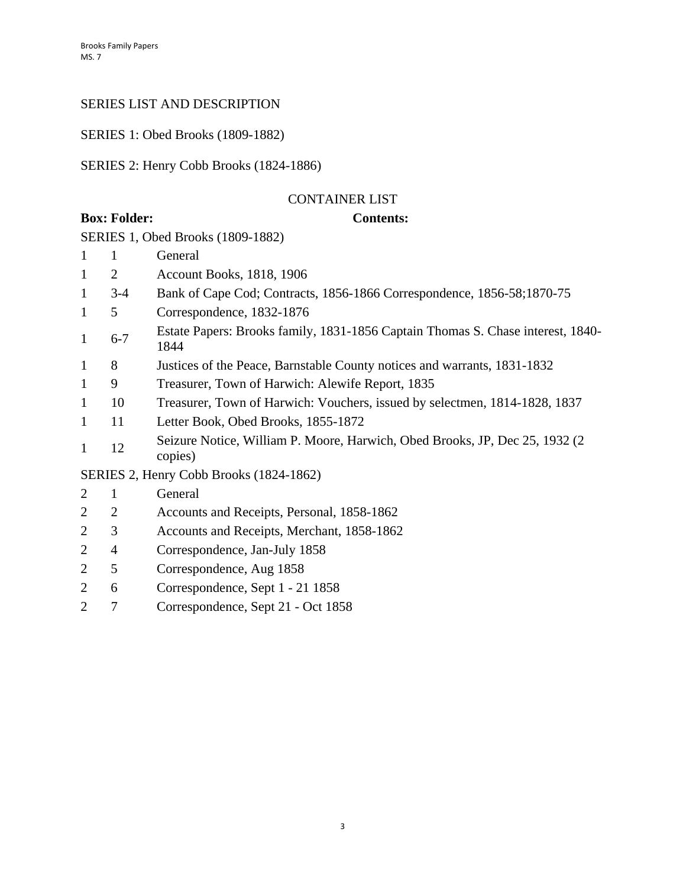SERIES LIST AND DESCRIPTION

SERIES 1: Obed Brooks (1809-1882)

SERIES 2: Henry Cobb Brooks (1824-1886)

CONTAINER LIST

| **Box:** | **Folder:** | **Contents:** |
|---|---|---|
| SERIES 1, Obed Brooks (1809-1882) | | |
| 1 | 1 | General |
| 1 | 2 | Account Books, 1818, 1906 |
| 1 | 3-4 | Bank of Cape Cod; Contracts, 1856-1866 Correspondence, 1856-58;1870-75 |
| 1 | 5 | Correspondence, 1832-1876 |
| 1 | 6-7 | Estate Papers: Brooks family, 1831-1856 Captain Thomas S. Chase interest, 1840-1844 |
| 1 | 8 | Justices of the Peace, Barnstable County notices and warrants, 1831-1832 |
| 1 | 9 | Treasurer, Town of Harwich: Alewife Report, 1835 |
| 1 | 10 | Treasurer, Town of Harwich: Vouchers, issued by selectmen, 1814-1828, 1837 |
| 1 | 11 | Letter Book, Obed Brooks, 1855-1872 |
| 1 | 12 | Seizure Notice, William P. Moore, Harwich, Obed Brooks, JP, Dec 25, 1932 (2 copies) |
| SERIES 2, Henry Cobb Brooks (1824-1862) | | |
| 2 | 1 | General |
| 2 | 2 | Accounts and Receipts, Personal, 1858-1862 |
| 2 | 3 | Accounts and Receipts, Merchant, 1858-1862 |
| 2 | 4 | Correspondence, Jan-July 1858 |
| 2 | 5 | Correspondence, Aug 1858 |
| 2 | 6 | Correspondence, Sept 1 - 21 1858 |
| 2 | 7 | Correspondence, Sept 21 - Oct 1858 |